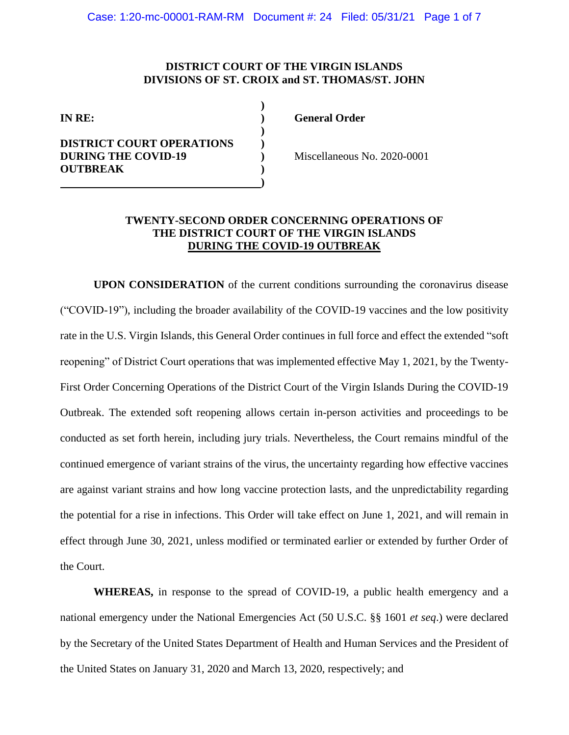**DISTRICT COURT OF THE VIRGIN ISLANDS**
**DIVISIONS OF ST. CROIX and ST. THOMAS/ST. JOHN**

| | | |
|---|---|---|
| **IN RE:** | ) | **General Order** |
| | ) | |
| **DISTRICT COURT OPERATIONS DURING THE COVID-19 OUTBREAK** | ) | Miscellaneous No. 2020-0001 |

## TWENTY-SECOND ORDER CONCERNING OPERATIONS OF THE DISTRICT COURT OF THE VIRGIN ISLANDS DURING THE COVID-19 OUTBREAK

**UPON CONSIDERATION** of the current conditions surrounding the coronavirus disease ("COVID-19"), including the broader availability of the COVID-19 vaccines and the low positivity rate in the U.S. Virgin Islands, this General Order continues in full force and effect the extended "soft reopening" of District Court operations that was implemented effective May 1, 2021, by the Twenty-First Order Concerning Operations of the District Court of the Virgin Islands During the COVID-19 Outbreak. The extended soft reopening allows certain in-person activities and proceedings to be conducted as set forth herein, including jury trials. Nevertheless, the Court remains mindful of the continued emergence of variant strains of the virus, the uncertainty regarding how effective vaccines are against variant strains and how long vaccine protection lasts, and the unpredictability regarding the potential for a rise in infections. This Order will take effect on June 1, 2021, and will remain in effect through June 30, 2021, unless modified or terminated earlier or extended by further Order of the Court.

**WHEREAS,** in response to the spread of COVID-19, a public health emergency and a national emergency under the National Emergencies Act (50 U.S.C. §§ 1601 *et seq*.) were declared by the Secretary of the United States Department of Health and Human Services and the President of the United States on January 31, 2020 and March 13, 2020, respectively; and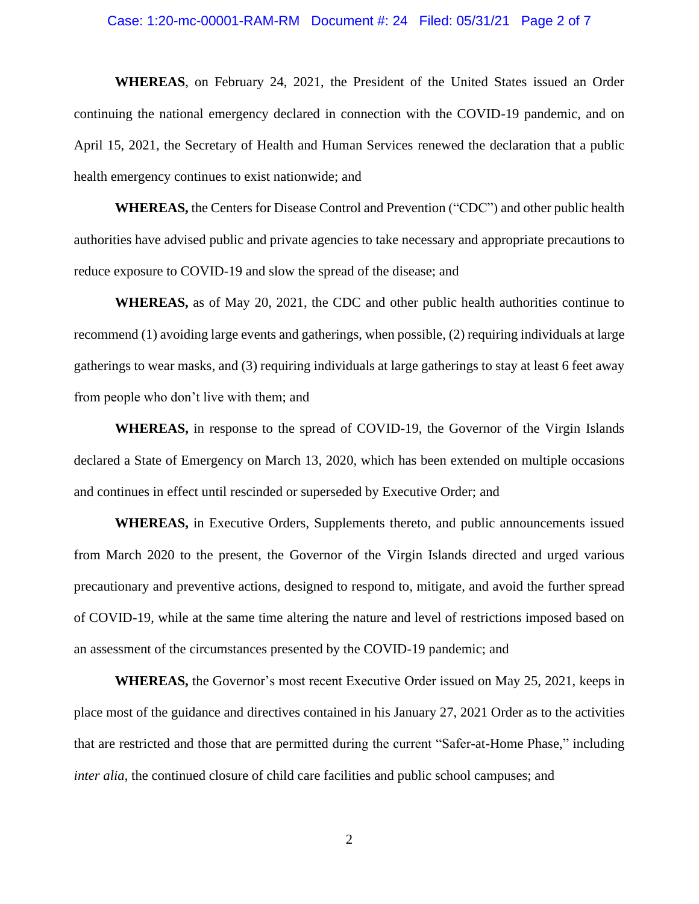**WHEREAS**, on February 24, 2021, the President of the United States issued an Order continuing the national emergency declared in connection with the COVID-19 pandemic, and on April 15, 2021, the Secretary of Health and Human Services renewed the declaration that a public health emergency continues to exist nationwide; and

**WHEREAS,** the Centers for Disease Control and Prevention ("CDC") and other public health authorities have advised public and private agencies to take necessary and appropriate precautions to reduce exposure to COVID-19 and slow the spread of the disease; and

**WHEREAS,** as of May 20, 2021, the CDC and other public health authorities continue to recommend (1) avoiding large events and gatherings, when possible, (2) requiring individuals at large gatherings to wear masks, and (3) requiring individuals at large gatherings to stay at least 6 feet away from people who don't live with them; and

**WHEREAS,** in response to the spread of COVID-19, the Governor of the Virgin Islands declared a State of Emergency on March 13, 2020, which has been extended on multiple occasions and continues in effect until rescinded or superseded by Executive Order; and

**WHEREAS,** in Executive Orders, Supplements thereto, and public announcements issued from March 2020 to the present, the Governor of the Virgin Islands directed and urged various precautionary and preventive actions, designed to respond to, mitigate, and avoid the further spread of COVID-19, while at the same time altering the nature and level of restrictions imposed based on an assessment of the circumstances presented by the COVID-19 pandemic; and

**WHEREAS,** the Governor's most recent Executive Order issued on May 25, 2021, keeps in place most of the guidance and directives contained in his January 27, 2021 Order as to the activities that are restricted and those that are permitted during the current "Safer-at-Home Phase," including *inter alia*, the continued closure of child care facilities and public school campuses; and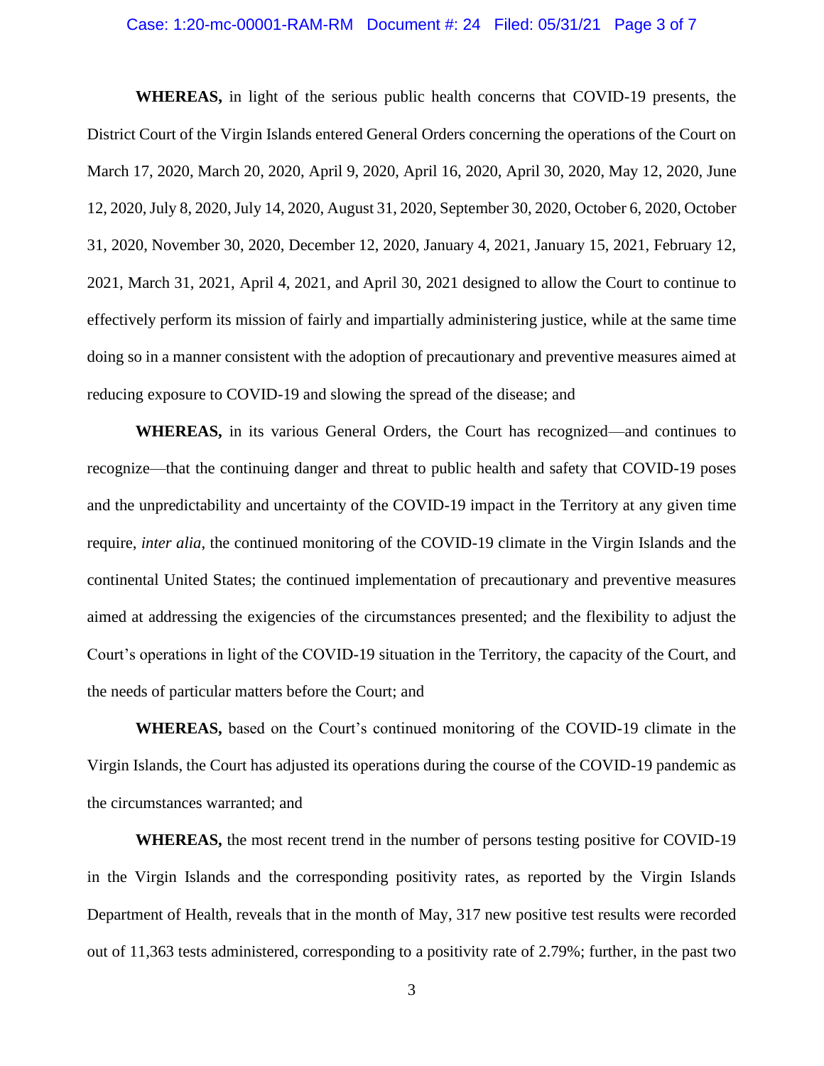**WHEREAS,** in light of the serious public health concerns that COVID-19 presents, the District Court of the Virgin Islands entered General Orders concerning the operations of the Court on March 17, 2020, March 20, 2020, April 9, 2020, April 16, 2020, April 30, 2020, May 12, 2020, June 12, 2020, July 8, 2020, July 14, 2020, August 31, 2020, September 30, 2020, October 6, 2020, October 31, 2020, November 30, 2020, December 12, 2020, January 4, 2021, January 15, 2021, February 12, 2021, March 31, 2021, April 4, 2021, and April 30, 2021 designed to allow the Court to continue to effectively perform its mission of fairly and impartially administering justice, while at the same time doing so in a manner consistent with the adoption of precautionary and preventive measures aimed at reducing exposure to COVID-19 and slowing the spread of the disease; and

**WHEREAS,** in its various General Orders, the Court has recognized—and continues to recognize—that the continuing danger and threat to public health and safety that COVID-19 poses and the unpredictability and uncertainty of the COVID-19 impact in the Territory at any given time require, *inter alia*, the continued monitoring of the COVID-19 climate in the Virgin Islands and the continental United States; the continued implementation of precautionary and preventive measures aimed at addressing the exigencies of the circumstances presented; and the flexibility to adjust the Court's operations in light of the COVID-19 situation in the Territory, the capacity of the Court, and the needs of particular matters before the Court; and

**WHEREAS,** based on the Court's continued monitoring of the COVID-19 climate in the Virgin Islands, the Court has adjusted its operations during the course of the COVID-19 pandemic as the circumstances warranted; and

**WHEREAS,** the most recent trend in the number of persons testing positive for COVID-19 in the Virgin Islands and the corresponding positivity rates, as reported by the Virgin Islands Department of Health, reveals that in the month of May, 317 new positive test results were recorded out of 11,363 tests administered, corresponding to a positivity rate of 2.79%; further, in the past two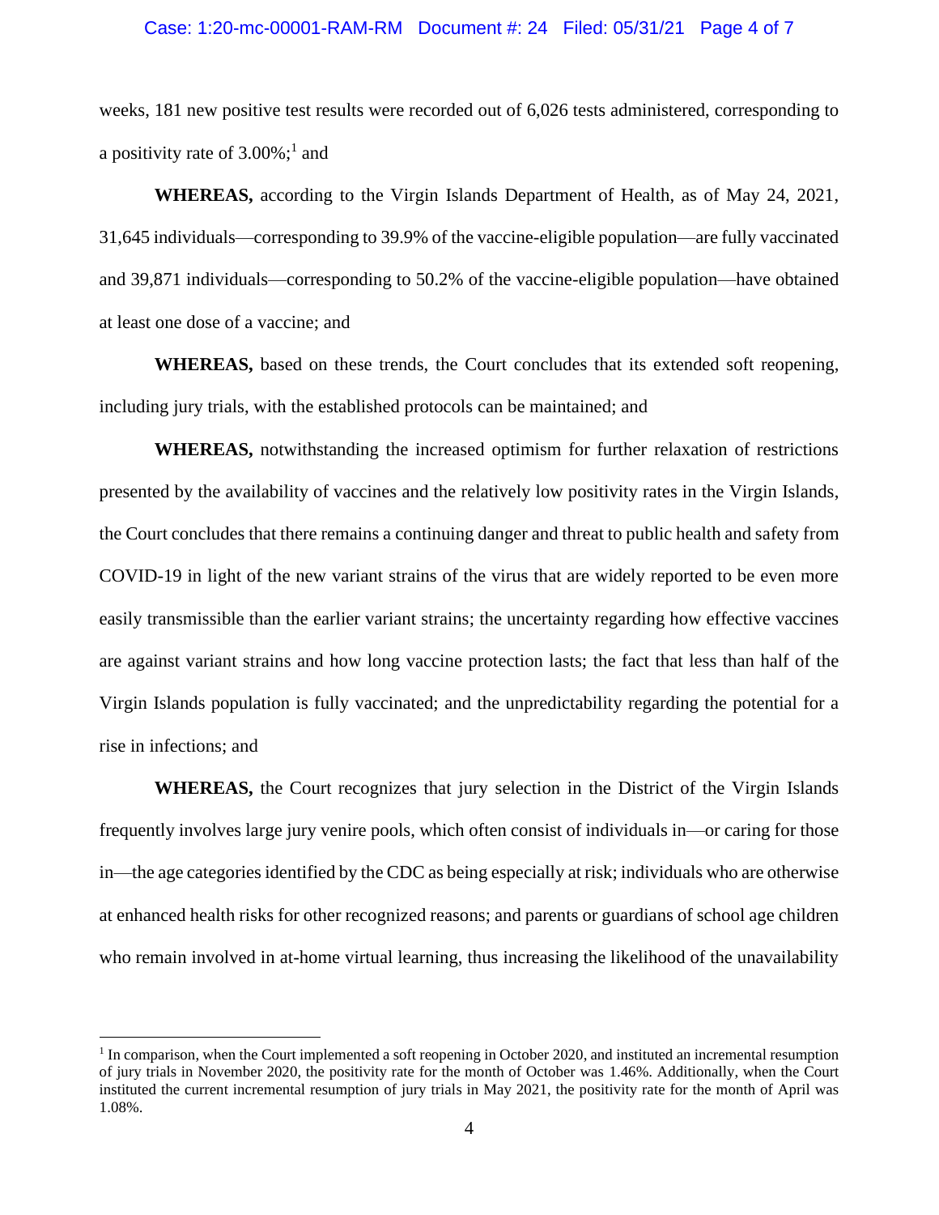weeks, 181 new positive test results were recorded out of 6,026 tests administered, corresponding to a positivity rate of 3.00%;[1] and

**WHEREAS,** according to the Virgin Islands Department of Health, as of May 24, 2021, 31,645 individuals—corresponding to 39.9% of the vaccine-eligible population—are fully vaccinated and 39,871 individuals—corresponding to 50.2% of the vaccine-eligible population—have obtained at least one dose of a vaccine; and

**WHEREAS,** based on these trends, the Court concludes that its extended soft reopening, including jury trials, with the established protocols can be maintained; and

**WHEREAS,** notwithstanding the increased optimism for further relaxation of restrictions presented by the availability of vaccines and the relatively low positivity rates in the Virgin Islands, the Court concludes that there remains a continuing danger and threat to public health and safety from COVID-19 in light of the new variant strains of the virus that are widely reported to be even more easily transmissible than the earlier variant strains; the uncertainty regarding how effective vaccines are against variant strains and how long vaccine protection lasts; the fact that less than half of the Virgin Islands population is fully vaccinated; and the unpredictability regarding the potential for a rise in infections; and

**WHEREAS,** the Court recognizes that jury selection in the District of the Virgin Islands frequently involves large jury venire pools, which often consist of individuals in—or caring for those in—the age categories identified by the CDC as being especially at risk; individuals who are otherwise at enhanced health risks for other recognized reasons; and parents or guardians of school age children who remain involved in at-home virtual learning, thus increasing the likelihood of the unavailability

---

[1] In comparison, when the Court implemented a soft reopening in October 2020, and instituted an incremental resumption of jury trials in November 2020, the positivity rate for the month of October was 1.46%. Additionally, when the Court instituted the current incremental resumption of jury trials in May 2021, the positivity rate for the month of April was 1.08%.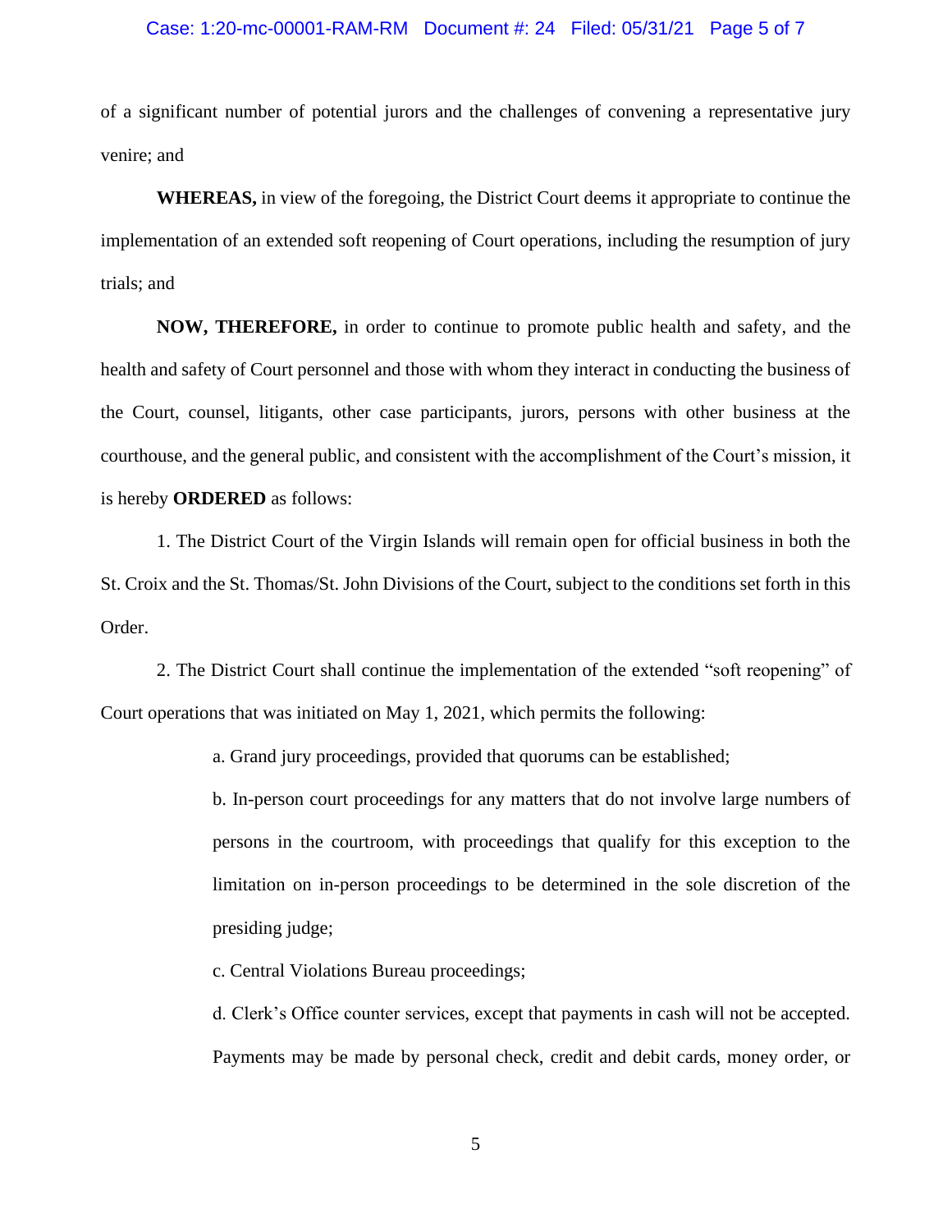of a significant number of potential jurors and the challenges of convening a representative jury venire; and

**WHEREAS,** in view of the foregoing, the District Court deems it appropriate to continue the implementation of an extended soft reopening of Court operations, including the resumption of jury trials; and

**NOW, THEREFORE,** in order to continue to promote public health and safety, and the health and safety of Court personnel and those with whom they interact in conducting the business of the Court, counsel, litigants, other case participants, jurors, persons with other business at the courthouse, and the general public, and consistent with the accomplishment of the Court's mission, it is hereby **ORDERED** as follows:

1. The District Court of the Virgin Islands will remain open for official business in both the St. Croix and the St. Thomas/St. John Divisions of the Court, subject to the conditions set forth in this Order.

2. The District Court shall continue the implementation of the extended "soft reopening" of Court operations that was initiated on May 1, 2021, which permits the following:

   a. Grand jury proceedings, provided that quorums can be established;

   b. In-person court proceedings for any matters that do not involve large numbers of persons in the courtroom, with proceedings that qualify for this exception to the limitation on in-person proceedings to be determined in the sole discretion of the presiding judge;

   c. Central Violations Bureau proceedings;

   d. Clerk's Office counter services, except that payments in cash will not be accepted. Payments may be made by personal check, credit and debit cards, money order, or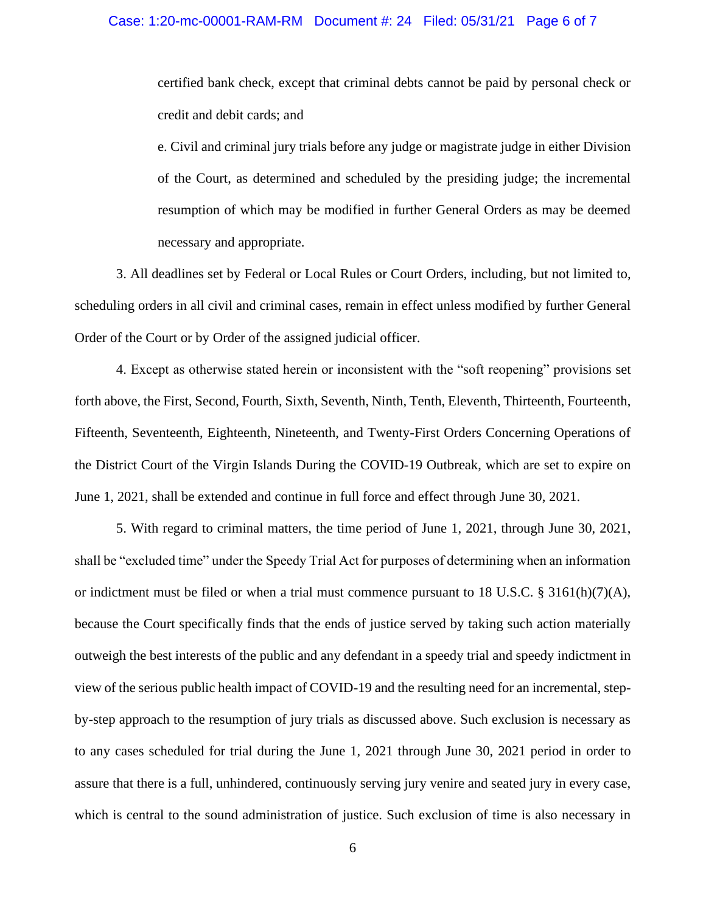certified bank check, except that criminal debts cannot be paid by personal check or credit and debit cards; and

e. Civil and criminal jury trials before any judge or magistrate judge in either Division of the Court, as determined and scheduled by the presiding judge; the incremental resumption of which may be modified in further General Orders as may be deemed necessary and appropriate.

3. All deadlines set by Federal or Local Rules or Court Orders, including, but not limited to, scheduling orders in all civil and criminal cases, remain in effect unless modified by further General Order of the Court or by Order of the assigned judicial officer.

4. Except as otherwise stated herein or inconsistent with the "soft reopening" provisions set forth above, the First, Second, Fourth, Sixth, Seventh, Ninth, Tenth, Eleventh, Thirteenth, Fourteenth, Fifteenth, Seventeenth, Eighteenth, Nineteenth, and Twenty-First Orders Concerning Operations of the District Court of the Virgin Islands During the COVID-19 Outbreak, which are set to expire on June 1, 2021, shall be extended and continue in full force and effect through June 30, 2021.

5. With regard to criminal matters, the time period of June 1, 2021, through June 30, 2021, shall be "excluded time" under the Speedy Trial Act for purposes of determining when an information or indictment must be filed or when a trial must commence pursuant to 18 U.S.C. § 3161(h)(7)(A), because the Court specifically finds that the ends of justice served by taking such action materially outweigh the best interests of the public and any defendant in a speedy trial and speedy indictment in view of the serious public health impact of COVID-19 and the resulting need for an incremental, step-by-step approach to the resumption of jury trials as discussed above. Such exclusion is necessary as to any cases scheduled for trial during the June 1, 2021 through June 30, 2021 period in order to assure that there is a full, unhindered, continuously serving jury venire and seated jury in every case, which is central to the sound administration of justice. Such exclusion of time is also necessary in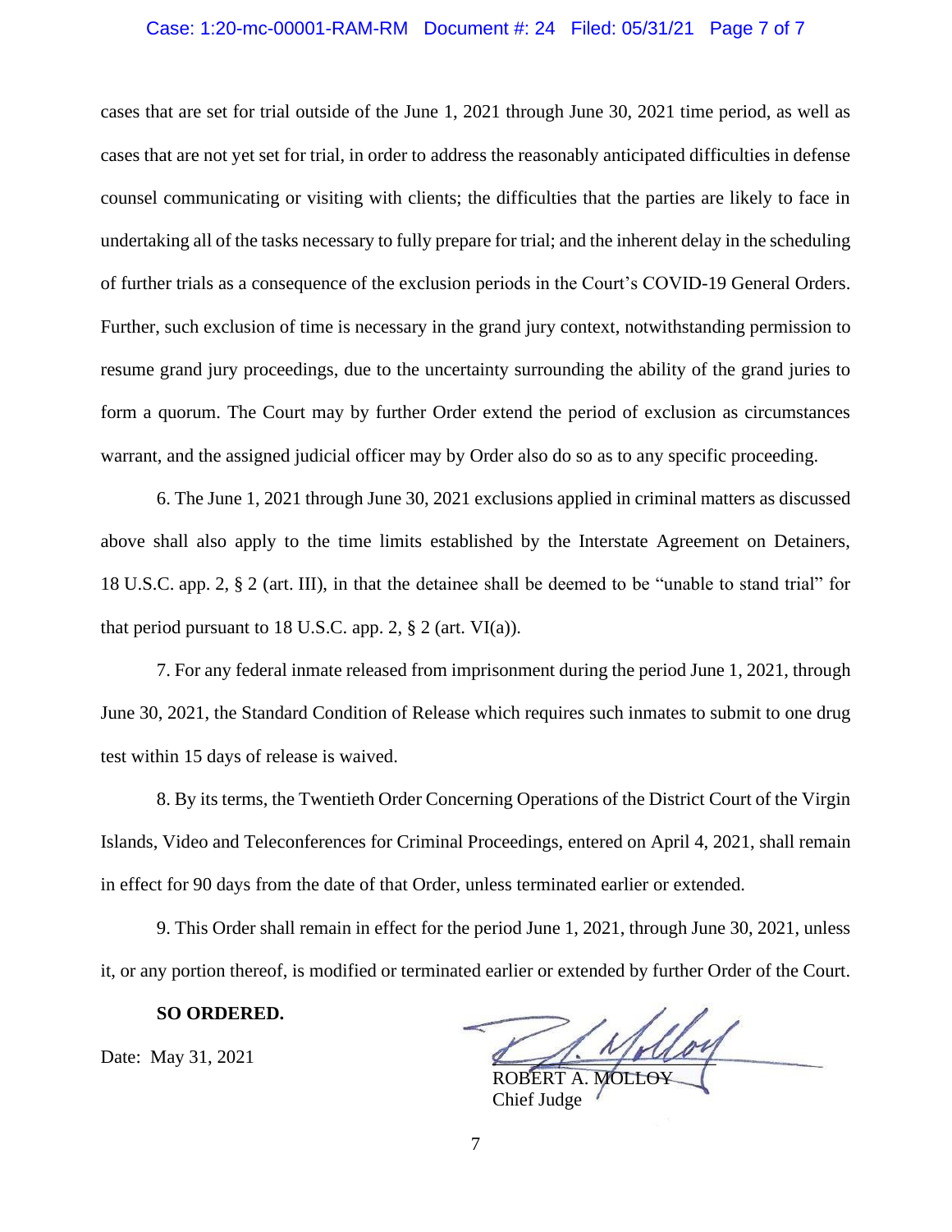cases that are set for trial outside of the June 1, 2021 through June 30, 2021 time period, as well as cases that are not yet set for trial, in order to address the reasonably anticipated difficulties in defense counsel communicating or visiting with clients; the difficulties that the parties are likely to face in undertaking all of the tasks necessary to fully prepare for trial; and the inherent delay in the scheduling of further trials as a consequence of the exclusion periods in the Court's COVID-19 General Orders. Further, such exclusion of time is necessary in the grand jury context, notwithstanding permission to resume grand jury proceedings, due to the uncertainty surrounding the ability of the grand juries to form a quorum. The Court may by further Order extend the period of exclusion as circumstances warrant, and the assigned judicial officer may by Order also do so as to any specific proceeding.

6. The June 1, 2021 through June 30, 2021 exclusions applied in criminal matters as discussed above shall also apply to the time limits established by the Interstate Agreement on Detainers, 18 U.S.C. app. 2, § 2 (art. III), in that the detainee shall be deemed to be "unable to stand trial" for that period pursuant to 18 U.S.C. app. 2, § 2 (art. VI(a)).

7. For any federal inmate released from imprisonment during the period June 1, 2021, through June 30, 2021, the Standard Condition of Release which requires such inmates to submit to one drug test within 15 days of release is waived.

8. By its terms, the Twentieth Order Concerning Operations of the District Court of the Virgin Islands, Video and Teleconferences for Criminal Proceedings, entered on April 4, 2021, shall remain in effect for 90 days from the date of that Order, unless terminated earlier or extended.

9. This Order shall remain in effect for the period June 1, 2021, through June 30, 2021, unless it, or any portion thereof, is modified or terminated earlier or extended by further Order of the Court.

**SO ORDERED.**

Date: May 31, 2021

ROBERT A. MOLLOY
Chief Judge